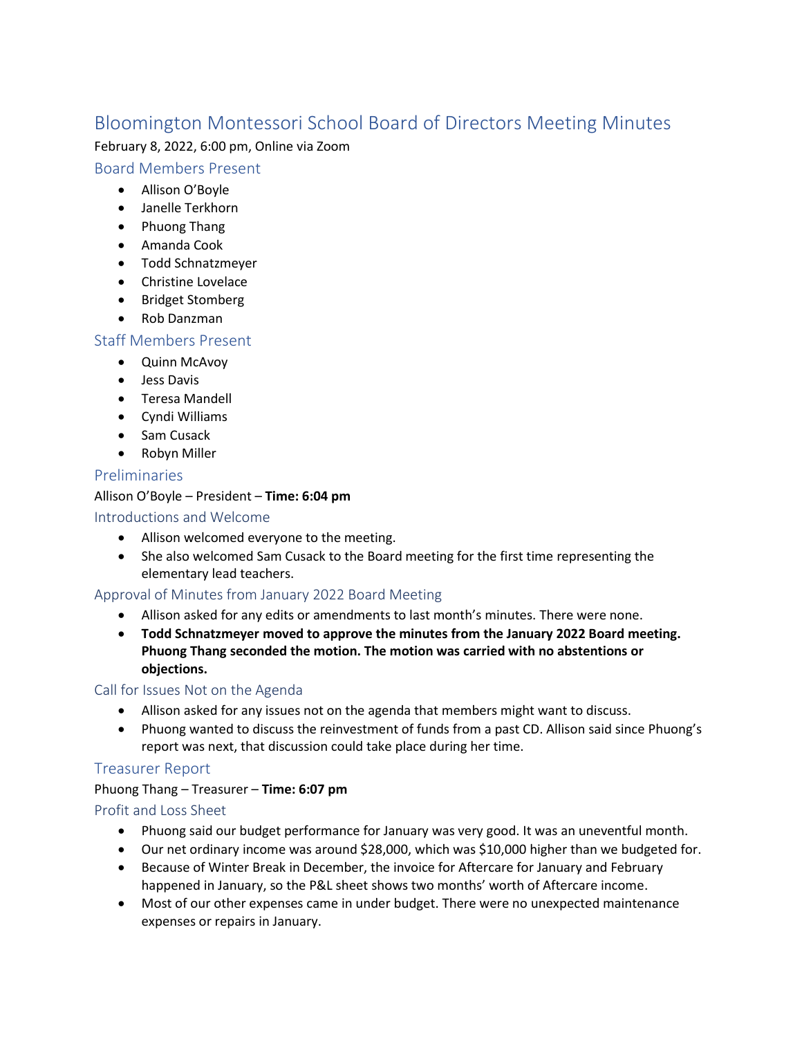# Bloomington Montessori School Board of Directors Meeting Minutes

February 8, 2022, 6:00 pm, Online via Zoom

## Board Members Present

- Allison O'Boyle
- Janelle Terkhorn
- Phuong Thang
- Amanda Cook
- Todd Schnatzmeyer
- Christine Lovelace
- Bridget Stomberg
- Rob Danzman

## Staff Members Present

- Quinn McAvoy
- Jess Davis
- Teresa Mandell
- Cyndi Williams
- Sam Cusack
- Robyn Miller

## Preliminaries

Allison O'Boyle – President – **Time: 6:04 pm**

### Introductions and Welcome

- Allison welcomed everyone to the meeting.
- She also welcomed Sam Cusack to the Board meeting for the first time representing the elementary lead teachers.

### Approval of Minutes from January 2022 Board Meeting

- Allison asked for any edits or amendments to last month's minutes. There were none.
- **Todd Schnatzmeyer moved to approve the minutes from the January 2022 Board meeting. Phuong Thang seconded the motion. The motion was carried with no abstentions or objections.**

### Call for Issues Not on the Agenda

- Allison asked for any issues not on the agenda that members might want to discuss.
- Phuong wanted to discuss the reinvestment of funds from a past CD. Allison said since Phuong's report was next, that discussion could take place during her time.

## Treasurer Report

Phuong Thang – Treasurer – **Time: 6:07 pm**

### Profit and Loss Sheet

- Phuong said our budget performance for January was very good. It was an uneventful month.
- Our net ordinary income was around $28,000, which was $10,000 higher than we budgeted for.
- Because of Winter Break in December, the invoice for Aftercare for January and February happened in January, so the P&L sheet shows two months' worth of Aftercare income.
- Most of our other expenses came in under budget. There were no unexpected maintenance expenses or repairs in January.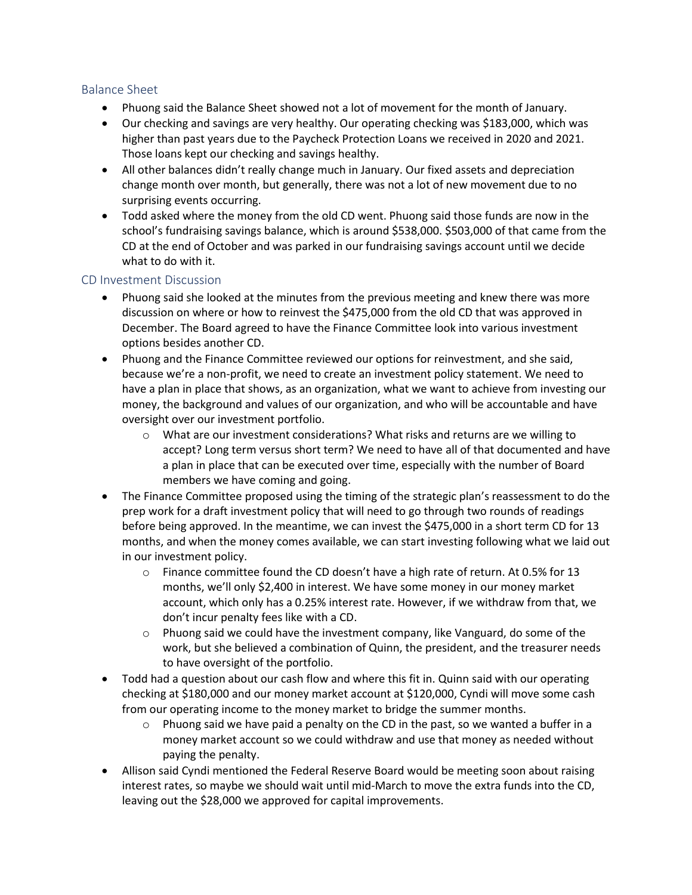## Balance Sheet

- Phuong said the Balance Sheet showed not a lot of movement for the month of January.
- Our checking and savings are very healthy. Our operating checking was $183,000, which was higher than past years due to the Paycheck Protection Loans we received in 2020 and 2021. Those loans kept our checking and savings healthy.
- All other balances didn't really change much in January. Our fixed assets and depreciation change month over month, but generally, there was not a lot of new movement due to no surprising events occurring.
- Todd asked where the money from the old CD went. Phuong said those funds are now in the school's fundraising savings balance, which is around $538,000. $503,000 of that came from the CD at the end of October and was parked in our fundraising savings account until we decide what to do with it.

## CD Investment Discussion

- Phuong said she looked at the minutes from the previous meeting and knew there was more discussion on where or how to reinvest the $475,000 from the old CD that was approved in December. The Board agreed to have the Finance Committee look into various investment options besides another CD.
- Phuong and the Finance Committee reviewed our options for reinvestment, and she said, because we're a non-profit, we need to create an investment policy statement. We need to have a plan in place that shows, as an organization, what we want to achieve from investing our money, the background and values of our organization, and who will be accountable and have oversight over our investment portfolio.
  - What are our investment considerations? What risks and returns are we willing to accept? Long term versus short term? We need to have all of that documented and have a plan in place that can be executed over time, especially with the number of Board members we have coming and going.
- The Finance Committee proposed using the timing of the strategic plan's reassessment to do the prep work for a draft investment policy that will need to go through two rounds of readings before being approved. In the meantime, we can invest the $475,000 in a short term CD for 13 months, and when the money comes available, we can start investing following what we laid out in our investment policy.
  - Finance committee found the CD doesn't have a high rate of return. At 0.5% for 13 months, we'll only $2,400 in interest. We have some money in our money market account, which only has a 0.25% interest rate. However, if we withdraw from that, we don't incur penalty fees like with a CD.
  - Phuong said we could have the investment company, like Vanguard, do some of the work, but she believed a combination of Quinn, the president, and the treasurer needs to have oversight of the portfolio.
- Todd had a question about our cash flow and where this fit in. Quinn said with our operating checking at $180,000 and our money market account at $120,000, Cyndi will move some cash from our operating income to the money market to bridge the summer months.
  - Phuong said we have paid a penalty on the CD in the past, so we wanted a buffer in a money market account so we could withdraw and use that money as needed without paying the penalty.
- Allison said Cyndi mentioned the Federal Reserve Board would be meeting soon about raising interest rates, so maybe we should wait until mid-March to move the extra funds into the CD, leaving out the $28,000 we approved for capital improvements.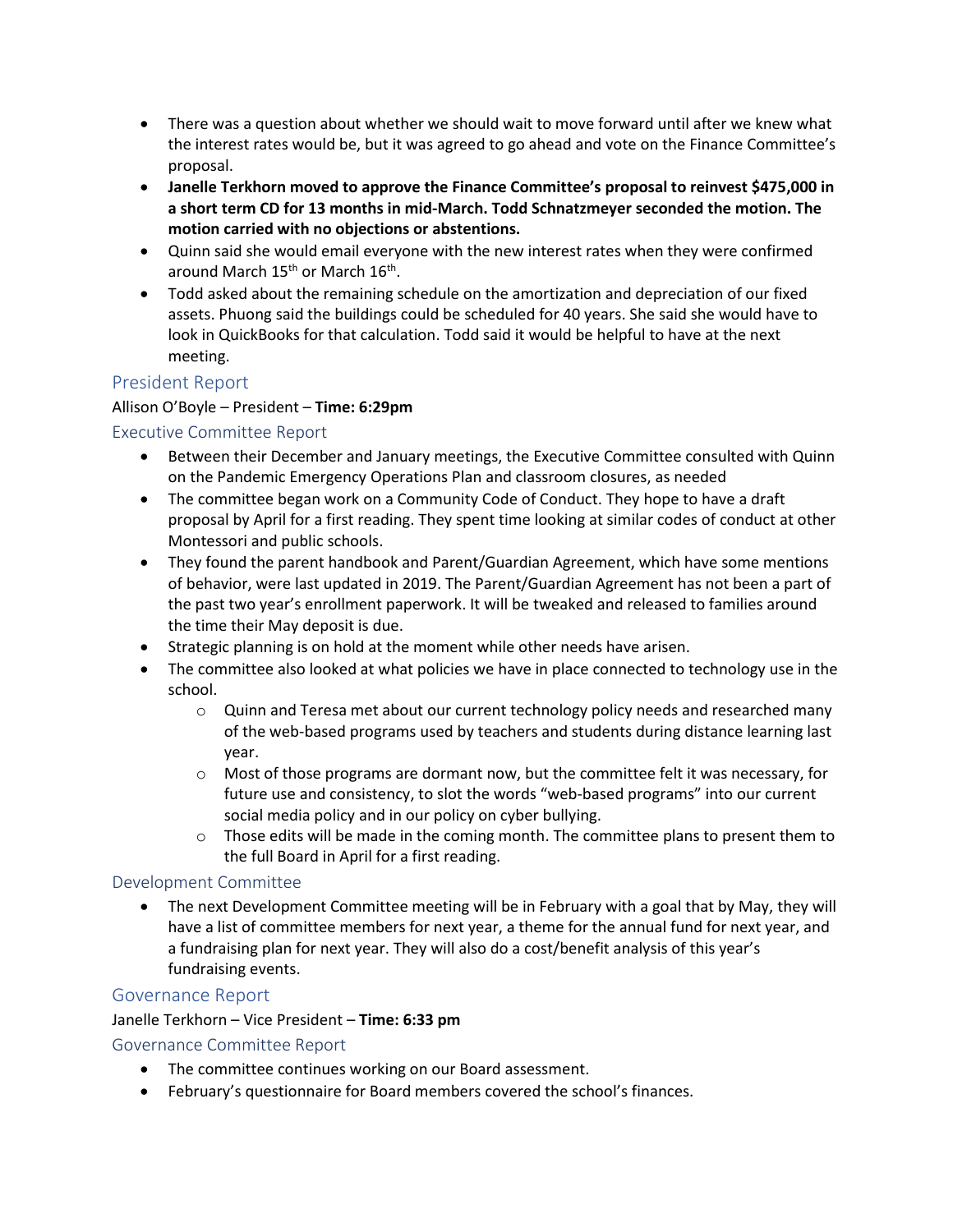- There was a question about whether we should wait to move forward until after we knew what the interest rates would be, but it was agreed to go ahead and vote on the Finance Committee's proposal.
- **Janelle Terkhorn moved to approve the Finance Committee's proposal to reinvest $475,000 in a short term CD for 13 months in mid-March. Todd Schnatzmeyer seconded the motion. The motion carried with no objections or abstentions.**
- Quinn said she would email everyone with the new interest rates when they were confirmed around March 15th or March 16th.
- Todd asked about the remaining schedule on the amortization and depreciation of our fixed assets. Phuong said the buildings could be scheduled for 40 years. She said she would have to look in QuickBooks for that calculation. Todd said it would be helpful to have at the next meeting.

## President Report

Allison O'Boyle – President – **Time: 6:29pm**

## Executive Committee Report

- Between their December and January meetings, the Executive Committee consulted with Quinn on the Pandemic Emergency Operations Plan and classroom closures, as needed
- The committee began work on a Community Code of Conduct. They hope to have a draft proposal by April for a first reading. They spent time looking at similar codes of conduct at other Montessori and public schools.
- They found the parent handbook and Parent/Guardian Agreement, which have some mentions of behavior, were last updated in 2019. The Parent/Guardian Agreement has not been a part of the past two year's enrollment paperwork. It will be tweaked and released to families around the time their May deposit is due.
- Strategic planning is on hold at the moment while other needs have arisen.
- The committee also looked at what policies we have in place connected to technology use in the school.
  - Quinn and Teresa met about our current technology policy needs and researched many of the web-based programs used by teachers and students during distance learning last year.
  - Most of those programs are dormant now, but the committee felt it was necessary, for future use and consistency, to slot the words "web-based programs" into our current social media policy and in our policy on cyber bullying.
  - Those edits will be made in the coming month. The committee plans to present them to the full Board in April for a first reading.

## Development Committee

- The next Development Committee meeting will be in February with a goal that by May, they will have a list of committee members for next year, a theme for the annual fund for next year, and a fundraising plan for next year. They will also do a cost/benefit analysis of this year's fundraising events.

## Governance Report

Janelle Terkhorn – Vice President – **Time: 6:33 pm**

## Governance Committee Report

- The committee continues working on our Board assessment.
- February's questionnaire for Board members covered the school's finances.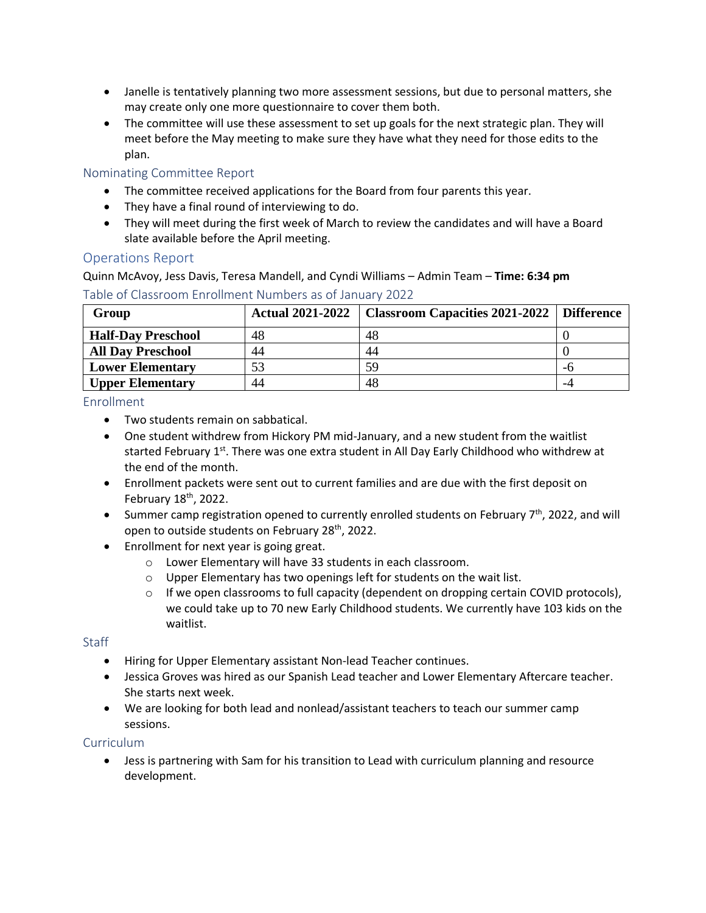- Janelle is tentatively planning two more assessment sessions, but due to personal matters, she may create only one more questionnaire to cover them both.
- The committee will use these assessment to set up goals for the next strategic plan. They will meet before the May meeting to make sure they have what they need for those edits to the plan.

## Nominating Committee Report

- The committee received applications for the Board from four parents this year.
- They have a final round of interviewing to do.
- They will meet during the first week of March to review the candidates and will have a Board slate available before the April meeting.

## Operations Report

Quinn McAvoy, Jess Davis, Teresa Mandell, and Cyndi Williams – Admin Team – **Time: 6:34 pm**

### Table of Classroom Enrollment Numbers as of January 2022

| Group | Actual 2021-2022 | Classroom Capacities 2021-2022 | Difference |
|---|---|---|---|
| **Half-Day Preschool** | 48 | 48 | 0 |
| **All Day Preschool** | 44 | 44 | 0 |
| **Lower Elementary** | 53 | 59 | -6 |
| **Upper Elementary** | 44 | 48 | -4 |

### Enrollment

- Two students remain on sabbatical.
- One student withdrew from Hickory PM mid-January, and a new student from the waitlist started February 1st. There was one extra student in All Day Early Childhood who withdrew at the end of the month.
- Enrollment packets were sent out to current families and are due with the first deposit on February 18th, 2022.
- Summer camp registration opened to currently enrolled students on February 7th, 2022, and will open to outside students on February 28th, 2022.
- Enrollment for next year is going great.
  - Lower Elementary will have 33 students in each classroom.
  - Upper Elementary has two openings left for students on the wait list.
  - If we open classrooms to full capacity (dependent on dropping certain COVID protocols), we could take up to 70 new Early Childhood students. We currently have 103 kids on the waitlist.

### Staff

- Hiring for Upper Elementary assistant Non-lead Teacher continues.
- Jessica Groves was hired as our Spanish Lead teacher and Lower Elementary Aftercare teacher. She starts next week.
- We are looking for both lead and nonlead/assistant teachers to teach our summer camp sessions.

### Curriculum

- Jess is partnering with Sam for his transition to Lead with curriculum planning and resource development.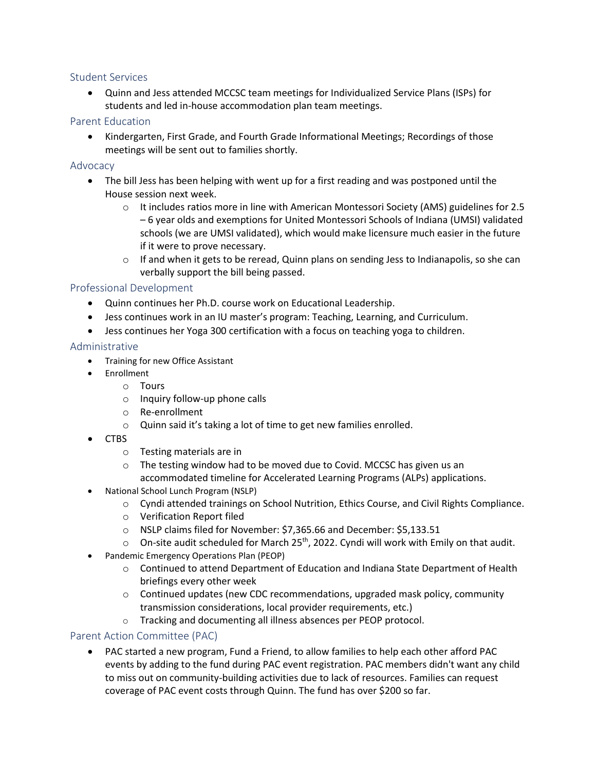## Student Services

- Quinn and Jess attended MCCSC team meetings for Individualized Service Plans (ISPs) for students and led in-house accommodation plan team meetings.

## Parent Education

- Kindergarten, First Grade, and Fourth Grade Informational Meetings; Recordings of those meetings will be sent out to families shortly.

## Advocacy

- The bill Jess has been helping with went up for a first reading and was postponed until the House session next week.
  - It includes ratios more in line with American Montessori Society (AMS) guidelines for 2.5 – 6 year olds and exemptions for United Montessori Schools of Indiana (UMSI) validated schools (we are UMSI validated), which would make licensure much easier in the future if it were to prove necessary.
  - If and when it gets to be reread, Quinn plans on sending Jess to Indianapolis, so she can verbally support the bill being passed.

## Professional Development

- Quinn continues her Ph.D. course work on Educational Leadership.
- Jess continues work in an IU master's program: Teaching, Learning, and Curriculum.
- Jess continues her Yoga 300 certification with a focus on teaching yoga to children.

## Administrative

- Training for new Office Assistant
- Enrollment
  - Tours
  - Inquiry follow-up phone calls
  - Re-enrollment
  - Quinn said it's taking a lot of time to get new families enrolled.
- CTBS
  - Testing materials are in
  - The testing window had to be moved due to Covid. MCCSC has given us an accommodated timeline for Accelerated Learning Programs (ALPs) applications.
- National School Lunch Program (NSLP)
  - Cyndi attended trainings on School Nutrition, Ethics Course, and Civil Rights Compliance.
  - Verification Report filed
  - NSLP claims filed for November: $7,365.66 and December: $5,133.51
  - On-site audit scheduled for March 25th, 2022. Cyndi will work with Emily on that audit.
- Pandemic Emergency Operations Plan (PEOP)
  - Continued to attend Department of Education and Indiana State Department of Health briefings every other week
  - Continued updates (new CDC recommendations, upgraded mask policy, community transmission considerations, local provider requirements, etc.)
  - Tracking and documenting all illness absences per PEOP protocol.

## Parent Action Committee (PAC)

- PAC started a new program, Fund a Friend, to allow families to help each other afford PAC events by adding to the fund during PAC event registration. PAC members didn't want any child to miss out on community-building activities due to lack of resources. Families can request coverage of PAC event costs through Quinn. The fund has over $200 so far.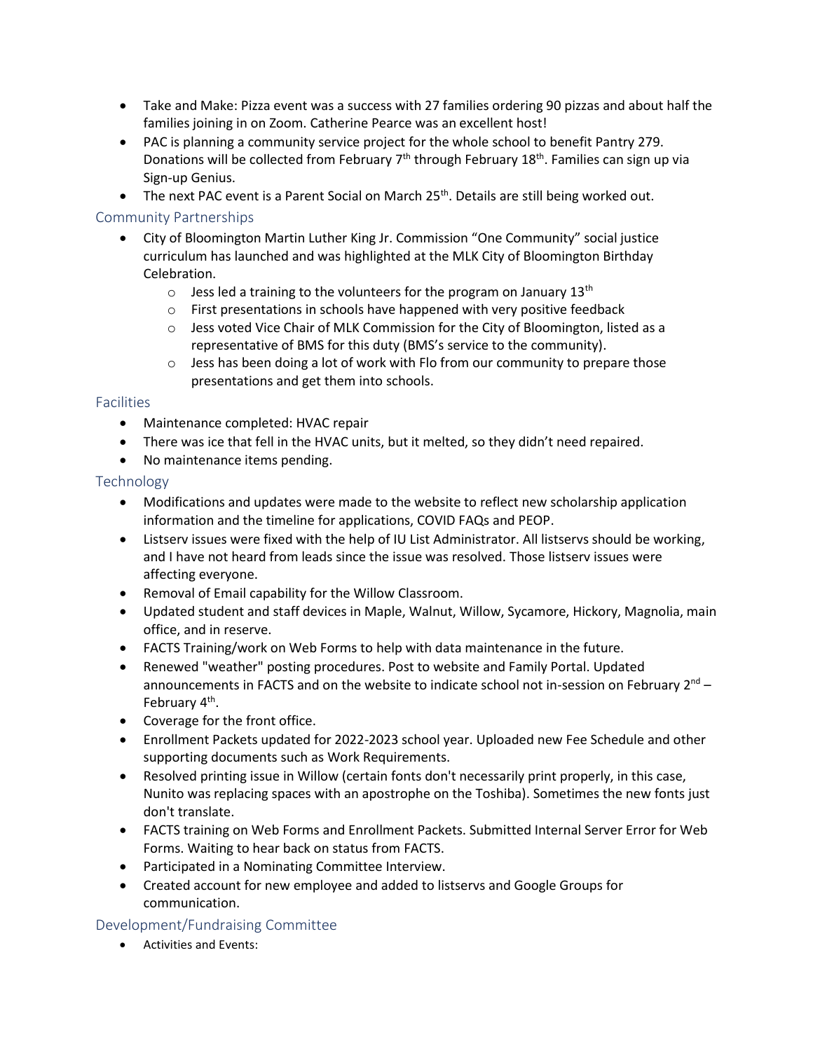- Take and Make: Pizza event was a success with 27 families ordering 90 pizzas and about half the families joining in on Zoom. Catherine Pearce was an excellent host!
- PAC is planning a community service project for the whole school to benefit Pantry 279. Donations will be collected from February 7th through February 18th. Families can sign up via Sign-up Genius.
- The next PAC event is a Parent Social on March 25th. Details are still being worked out.

## Community Partnerships

- City of Bloomington Martin Luther King Jr. Commission "One Community" social justice curriculum has launched and was highlighted at the MLK City of Bloomington Birthday Celebration.
  - Jess led a training to the volunteers for the program on January 13th
  - First presentations in schools have happened with very positive feedback
  - Jess voted Vice Chair of MLK Commission for the City of Bloomington, listed as a representative of BMS for this duty (BMS's service to the community).
  - Jess has been doing a lot of work with Flo from our community to prepare those presentations and get them into schools.

## Facilities

- Maintenance completed: HVAC repair
- There was ice that fell in the HVAC units, but it melted, so they didn't need repaired.
- No maintenance items pending.

## Technology

- Modifications and updates were made to the website to reflect new scholarship application information and the timeline for applications, COVID FAQs and PEOP.
- Listserv issues were fixed with the help of IU List Administrator. All listservs should be working, and I have not heard from leads since the issue was resolved. Those listserv issues were affecting everyone.
- Removal of Email capability for the Willow Classroom.
- Updated student and staff devices in Maple, Walnut, Willow, Sycamore, Hickory, Magnolia, main office, and in reserve.
- FACTS Training/work on Web Forms to help with data maintenance in the future.
- Renewed "weather" posting procedures. Post to website and Family Portal. Updated announcements in FACTS and on the website to indicate school not in-session on February 2nd – February 4th.
- Coverage for the front office.
- Enrollment Packets updated for 2022-2023 school year. Uploaded new Fee Schedule and other supporting documents such as Work Requirements.
- Resolved printing issue in Willow (certain fonts don't necessarily print properly, in this case, Nunito was replacing spaces with an apostrophe on the Toshiba). Sometimes the new fonts just don't translate.
- FACTS training on Web Forms and Enrollment Packets. Submitted Internal Server Error for Web Forms. Waiting to hear back on status from FACTS.
- Participated in a Nominating Committee Interview.
- Created account for new employee and added to listservs and Google Groups for communication.

## Development/Fundraising Committee

- Activities and Events: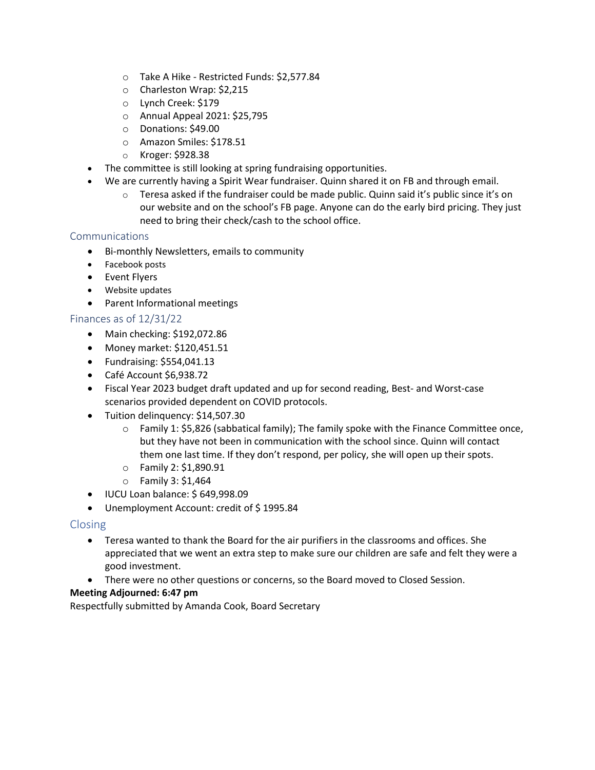- Take A Hike - Restricted Funds: $2,577.84
  - Charleston Wrap: $2,215
  - Lynch Creek: $179
  - Annual Appeal 2021: $25,795
  - Donations: $49.00
  - Amazon Smiles: $178.51
  - Kroger: $928.38
- The committee is still looking at spring fundraising opportunities.
- We are currently having a Spirit Wear fundraiser. Quinn shared it on FB and through email.
  - Teresa asked if the fundraiser could be made public. Quinn said it's public since it's on our website and on the school's FB page. Anyone can do the early bird pricing. They just need to bring their check/cash to the school office.

## Communications

- Bi-monthly Newsletters, emails to community
- Facebook posts
- Event Flyers
- Website updates
- Parent Informational meetings

## Finances as of 12/31/22

- Main checking: $192,072.86
- Money market: $120,451.51
- Fundraising: $554,041.13
- Café Account $6,938.72
- Fiscal Year 2023 budget draft updated and up for second reading, Best- and Worst-case scenarios provided dependent on COVID protocols.
- Tuition delinquency: $14,507.30
  - Family 1: $5,826 (sabbatical family); The family spoke with the Finance Committee once, but they have not been in communication with the school since. Quinn will contact them one last time. If they don't respond, per policy, she will open up their spots.
  - Family 2: $1,890.91
  - Family 3: $1,464
- IUCU Loan balance: $ 649,998.09
- Unemployment Account: credit of $ 1995.84

## Closing

- Teresa wanted to thank the Board for the air purifiers in the classrooms and offices. She appreciated that we went an extra step to make sure our children are safe and felt they were a good investment.
- There were no other questions or concerns, so the Board moved to Closed Session.

**Meeting Adjourned: 6:47 pm**

Respectfully submitted by Amanda Cook, Board Secretary